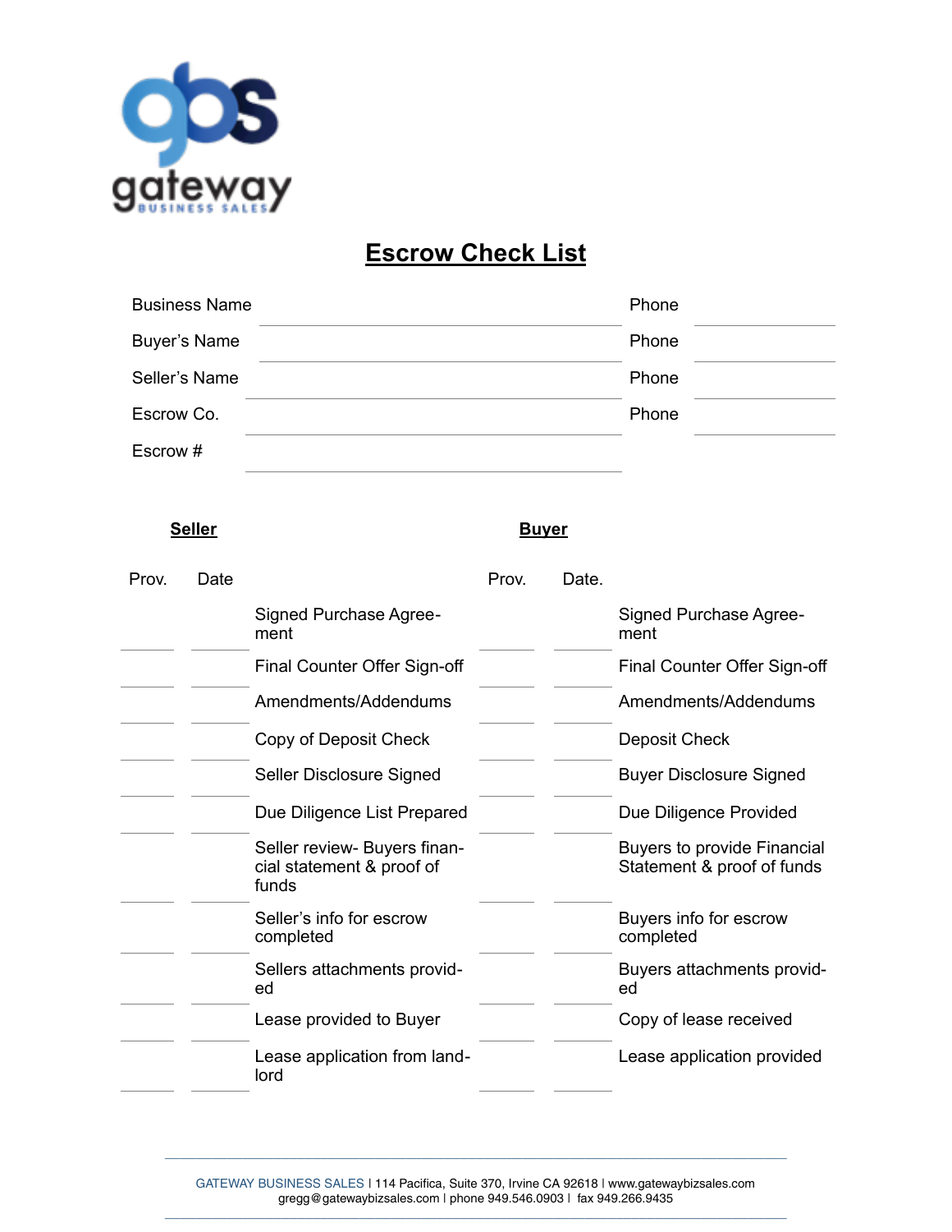gateway BUSINESS SALES

# Escrow Check List

| | | | |
|---|---|---|---|
| Business Name | | Phone | |
| Buyer's Name | | Phone | |
| Seller's Name | | Phone | |
| Escrow Co. | | Phone | |
| Escrow # | | | |

| **Seller** Prov. | Date | | **Buyer** Prov. | Date. | |
|---|---|---|---|---|---|
| | | Signed Purchase Agreement | | | Signed Purchase Agreement |
| | | Final Counter Offer Sign-off | | | Final Counter Offer Sign-off |
| | | Amendments/Addendums | | | Amendments/Addendums |
| | | Copy of Deposit Check | | | Deposit Check |
| | | Seller Disclosure Signed | | | Buyer Disclosure Signed |
| | | Due Diligence List Prepared | | | Due Diligence Provided |
| | | Seller review- Buyers financial statement & proof of funds | | | Buyers to provide Financial Statement & proof of funds |
| | | Seller's info for escrow completed | | | Buyers info for escrow completed |
| | | Sellers attachments provided | | | Buyers attachments provided |
| | | Lease provided to Buyer | | | Copy of lease received |
| | | Lease application from landlord | | | Lease application provided |

GATEWAY BUSINESS SALES l 114 Pacifica, Suite 370, Irvine CA 92618 l www.gatewaybizsales.com
gregg@gatewaybizsales.com l phone 949.546.0903 l fax 949.266.9435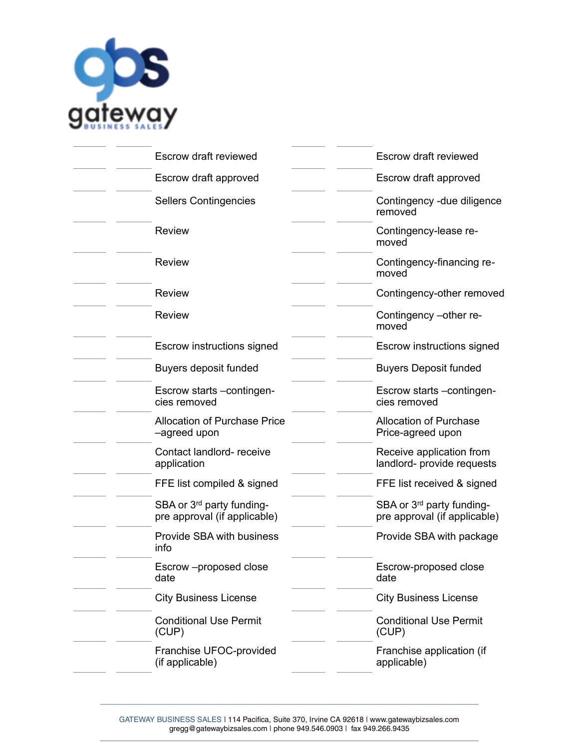| | | | | | |
|---|---|---|---|---|---|
| ______ | ______ | Escrow draft reviewed | ______ | ______ | Escrow draft reviewed |
| ______ | ______ | Escrow draft approved | ______ | ______ | Escrow draft approved |
| ______ | ______ | Sellers Contingencies | ______ | ______ | Contingency -due diligence removed |
| ______ | ______ | Review | ______ | ______ | Contingency-lease removed |
| ______ | ______ | Review | ______ | ______ | Contingency-financing removed |
| ______ | ______ | Review | ______ | ______ | Contingency-other removed |
| ______ | ______ | Review | ______ | ______ | Contingency –other removed |
| ______ | ______ | Escrow instructions signed | ______ | ______ | Escrow instructions signed |
| ______ | ______ | Buyers deposit funded | ______ | ______ | Buyers Deposit funded |
| ______ | ______ | Escrow starts –contingencies removed | ______ | ______ | Escrow starts –contingencies removed |
| ______ | ______ | Allocation of Purchase Price –agreed upon | ______ | ______ | Allocation of Purchase Price-agreed upon |
| ______ | ______ | Contact landlord- receive application | ______ | ______ | Receive application from landlord- provide requests |
| ______ | ______ | FFE list compiled & signed | ______ | ______ | FFE list received & signed |
| ______ | ______ | SBA or 3rd party funding-pre approval (if applicable) | ______ | ______ | SBA or 3rd party funding-pre approval (if applicable) |
| ______ | ______ | Provide SBA with business info | ______ | ______ | Provide SBA with package |
| ______ | ______ | Escrow –proposed close date | ______ | ______ | Escrow-proposed close date |
| ______ | ______ | City Business License | ______ | ______ | City Business License |
| ______ | ______ | Conditional Use Permit (CUP) | ______ | ______ | Conditional Use Permit (CUP) |
| ______ | ______ | Franchise UFOC-provided (if applicable) | ______ | ______ | Franchise application (if applicable) |

GATEWAY BUSINESS SALES | 114 Pacifica, Suite 370, Irvine CA 92618 | www.gatewaybizsales.com
gregg@gatewaybizsales.com | phone 949.546.0903 | fax 949.266.9435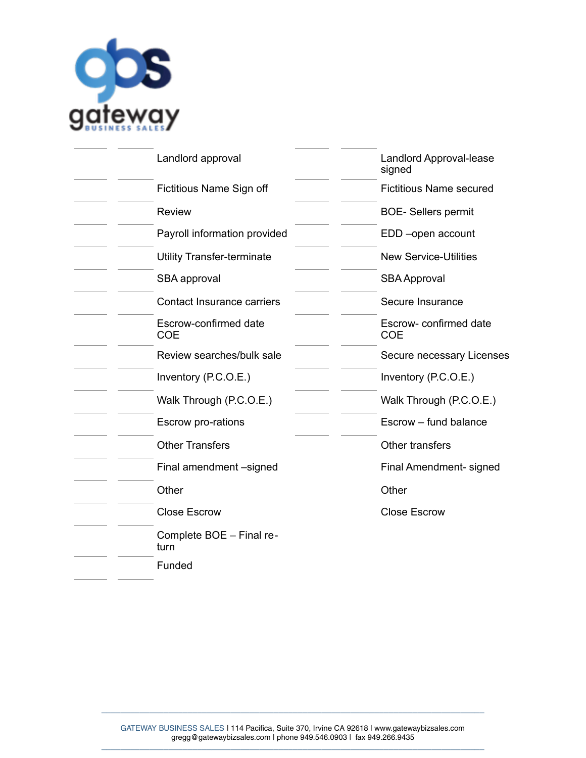| | | | | | |
|---|---|---|---|---|---|
| | | Landlord approval | | | Landlord Approval-lease signed |
| | | Fictitious Name Sign off | | | Fictitious Name secured |
| | | Review | | | BOE- Sellers permit |
| | | Payroll information provided | | | EDD –open account |
| | | Utility Transfer-terminate | | | New Service-Utilities |
| | | SBA approval | | | SBA Approval |
| | | Contact Insurance carriers | | | Secure Insurance |
| | | Escrow-confirmed date COE | | | Escrow- confirmed date COE |
| | | Review searches/bulk sale | | | Secure necessary Licenses |
| | | Inventory (P.C.O.E.) | | | Inventory (P.C.O.E.) |
| | | Walk Through (P.C.O.E.) | | | Walk Through (P.C.O.E.) |
| | | Escrow pro-rations | | | Escrow – fund balance |
| | | Other Transfers | | | Other transfers |
| | | Final amendment –signed | | | Final Amendment- signed |
| | | Other | | | Other |
| | | Close Escrow | | | Close Escrow |
| | | Complete BOE – Final return | | | |
| | | Funded | | | |

GATEWAY BUSINESS SALES | 114 Pacifica, Suite 370, Irvine CA 92618 | www.gatewaybizsales.com
gregg@gatewaybizsales.com | phone 949.546.0903 | fax 949.266.9435